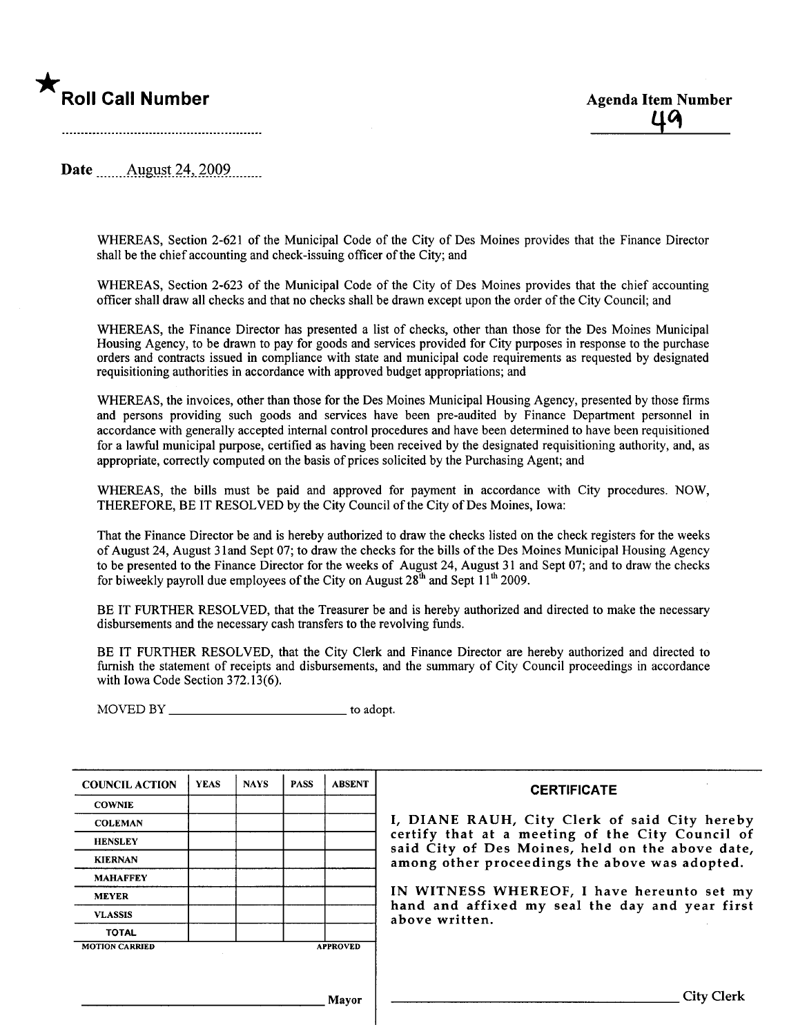★ **Roll Call Number**

**Agenda Item Number**

49

Date August 24, 2009

WHEREAS, Section 2-621 of the Municipal Code of the City of Des Moines provides that the Finance Director shall be the chief accounting and check-issuing officer of the City; and

WHEREAS, Section 2-623 of the Municipal Code of the City of Des Moines provides that the chief accounting officer shall draw all checks and that no checks shall be drawn except upon the order of the City Council; and

WHEREAS, the Finance Director has presented a list of checks, other than those for the Des Moines Municipal Housing Agency, to be drawn to pay for goods and services provided for City purposes in response to the purchase orders and contracts issued in compliance with state and municipal code requirements as requested by designated requisitioning authorities in accordance with approved budget appropriations; and

WHEREAS, the invoices, other than those for the Des Moines Municipal Housing Agency, presented by those firms and persons providing such goods and services have been pre-audited by Finance Department personnel in accordance with generally accepted internal control procedures and have been determined to have been requisitioned for a lawful municipal purpose, certified as having been received by the designated requisitioning authority, and, as appropriate, correctly computed on the basis of prices solicited by the Purchasing Agent; and

WHEREAS, the bills must be paid and approved for payment in accordance with City procedures. NOW, THEREFORE, BE IT RESOLVED by the City Council of the City of Des Moines, Iowa:

That the Finance Director be and is hereby authorized to draw the checks listed on the check registers for the weeks of August 24, August 31and Sept 07; to draw the checks for the bills of the Des Moines Municipal Housing Agency to be presented to the Finance Director for the weeks of August 24, August 31 and Sept 07; and to draw the checks for biweekly payroll due employees of the City on August 28th and Sept 11th 2009.

BE IT FURTHER RESOLVED, that the Treasurer be and is hereby authorized and directed to make the necessary disbursements and the necessary cash transfers to the revolving funds.

BE IT FURTHER RESOLVED, that the City Clerk and Finance Director are hereby authorized and directed to furnish the statement of receipts and disbursements, and the summary of City Council proceedings in accordance with Iowa Code Section 372.13(6).

MOVED BY ____________________________ to adopt.

| COUNCIL ACTION | YEAS | NAYS | PASS | ABSENT |
|---|---|---|---|---|
| COWNIE | | | | |
| COLEMAN | | | | |
| HENSLEY | | | | |
| KIERNAN | | | | |
| MAHAFFEY | | | | |
| MEYER | | | | |
| VLASSIS | | | | |
| TOTAL | | | | |

MOTION CARRIED APPROVED

____________________________ Mayor

**CERTIFICATE**

I, DIANE RAUH, City Clerk of said City hereby certify that at a meeting of the City Council of said City of Des Moines, held on the above date, among other proceedings the above was adopted.

IN WITNESS WHEREOF, I have hereunto set my hand and affixed my seal the day and year first above written.

____________________________ City Clerk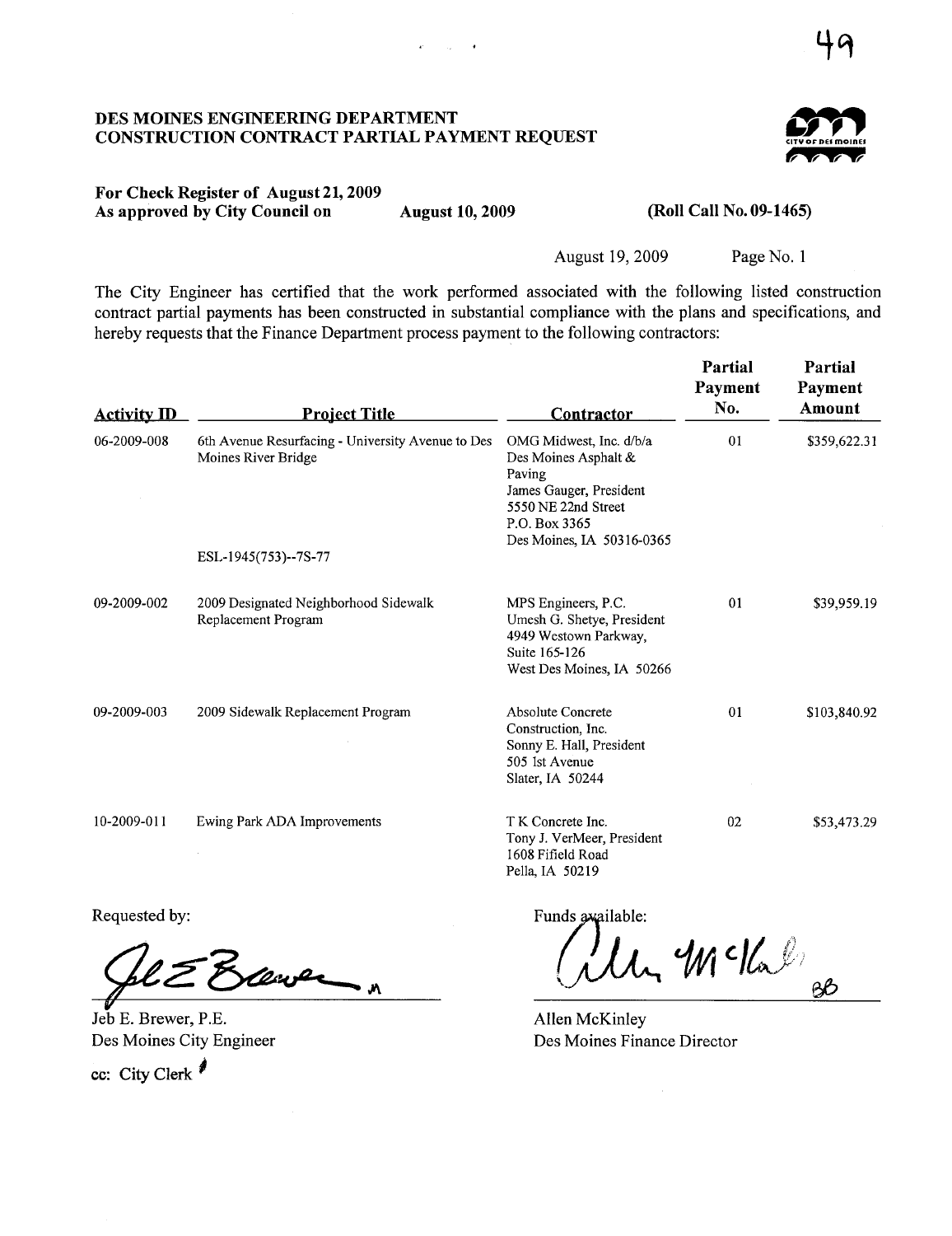**DES MOINES ENGINEERING DEPARTMENT**
**CONSTRUCTION CONTRACT PARTIAL PAYMENT REQUEST**

**For Check Register of August 21, 2009**
**As approved by City Council on** **August 10, 2009** **(Roll Call No. 09-1465)**

August 19, 2009 Page No. 1

The City Engineer has certified that the work performed associated with the following listed construction contract partial payments has been constructed in substantial compliance with the plans and specifications, and hereby requests that the Finance Department process payment to the following contractors:

| Activity ID | Project Title | Contractor | Partial Payment No. | Partial Payment Amount |
|---|---|---|---|---|
| 06-2009-008 | 6th Avenue Resurfacing - University Avenue to Des Moines River Bridge<br><br>ESL-1945(753)--7S-77 | OMG Midwest, Inc. d/b/a Des Moines Asphalt & Paving<br>James Gauger, President<br>5550 NE 22nd Street<br>P.O. Box 3365<br>Des Moines, IA 50316-0365 | 01 | $359,622.31 |
| 09-2009-002 | 2009 Designated Neighborhood Sidewalk Replacement Program | MPS Engineers, P.C.<br>Umesh G. Shetye, President<br>4949 Westown Parkway, Suite 165-126<br>West Des Moines, IA 50266 | 01 | $39,959.19 |
| 09-2009-003 | 2009 Sidewalk Replacement Program | Absolute Concrete Construction, Inc.<br>Sonny E. Hall, President<br>505 1st Avenue<br>Slater, IA 50244 | 01 | $103,840.92 |
| 10-2009-011 | Ewing Park ADA Improvements | T K Concrete Inc.<br>Tony J. VerMeer, President<br>1608 Fifield Road<br>Pella, IA 50219 | 02 | $53,473.29 |

Requested by:

Jeb E. Brewer, P.E.
Des Moines City Engineer

cc: City Clerk

Funds available:

Allen McKinley
Des Moines Finance Director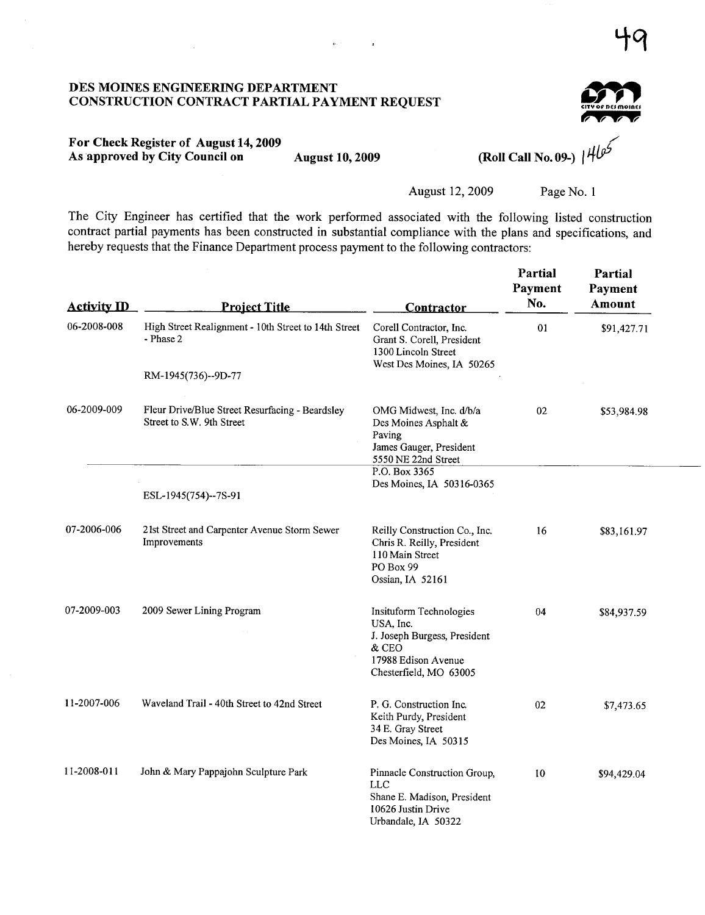49

# DES MOINES ENGINEERING DEPARTMENT
# CONSTRUCTION CONTRACT PARTIAL PAYMENT REQUEST

**For Check Register of August 14, 2009**
**As approved by City Council on August 10, 2009** **(Roll Call No. 09-) 1465**

August 12, 2009 Page No. 1

The City Engineer has certified that the work performed associated with the following listed construction contract partial payments has been constructed in substantial compliance with the plans and specifications, and hereby requests that the Finance Department process payment to the following contractors:

| Activity ID | Project Title | Contractor | Partial Payment No. | Partial Payment Amount |
|---|---|---|---|---|
| 06-2008-008 | High Street Realignment - 10th Street to 14th Street - Phase 2<br><br>RM-1945(736)--9D-77 | Corell Contractor, Inc.<br>Grant S. Corell, President<br>1300 Lincoln Street<br>West Des Moines, IA 50265 | 01 | $91,427.71 |
| 06-2009-009 | Fleur Drive/Blue Street Resurfacing - Beardsley Street to S.W. 9th Street<br><br>ESL-1945(754)--7S-91 | OMG Midwest, Inc. d/b/a Des Moines Asphalt & Paving<br>James Gauger, President<br>5550 NE 22nd Street<br>P.O. Box 3365<br>Des Moines, IA 50316-0365 | 02 | $53,984.98 |
| 07-2006-006 | 21st Street and Carpenter Avenue Storm Sewer Improvements | Reilly Construction Co., Inc.<br>Chris R. Reilly, President<br>110 Main Street<br>PO Box 99<br>Ossian, IA 52161 | 16 | $83,161.97 |
| 07-2009-003 | 2009 Sewer Lining Program | Insituform Technologies USA, Inc.<br>J. Joseph Burgess, President & CEO<br>17988 Edison Avenue<br>Chesterfield, MO 63005 | 04 | $84,937.59 |
| 11-2007-006 | Waveland Trail - 40th Street to 42nd Street | P. G. Construction Inc.<br>Keith Purdy, President<br>34 E. Gray Street<br>Des Moines, IA 50315 | 02 | $7,473.65 |
| 11-2008-011 | John & Mary Pappajohn Sculpture Park | Pinnacle Construction Group, LLC<br>Shane E. Madison, President<br>10626 Justin Drive<br>Urbandale, IA 50322 | 10 | $94,429.04 |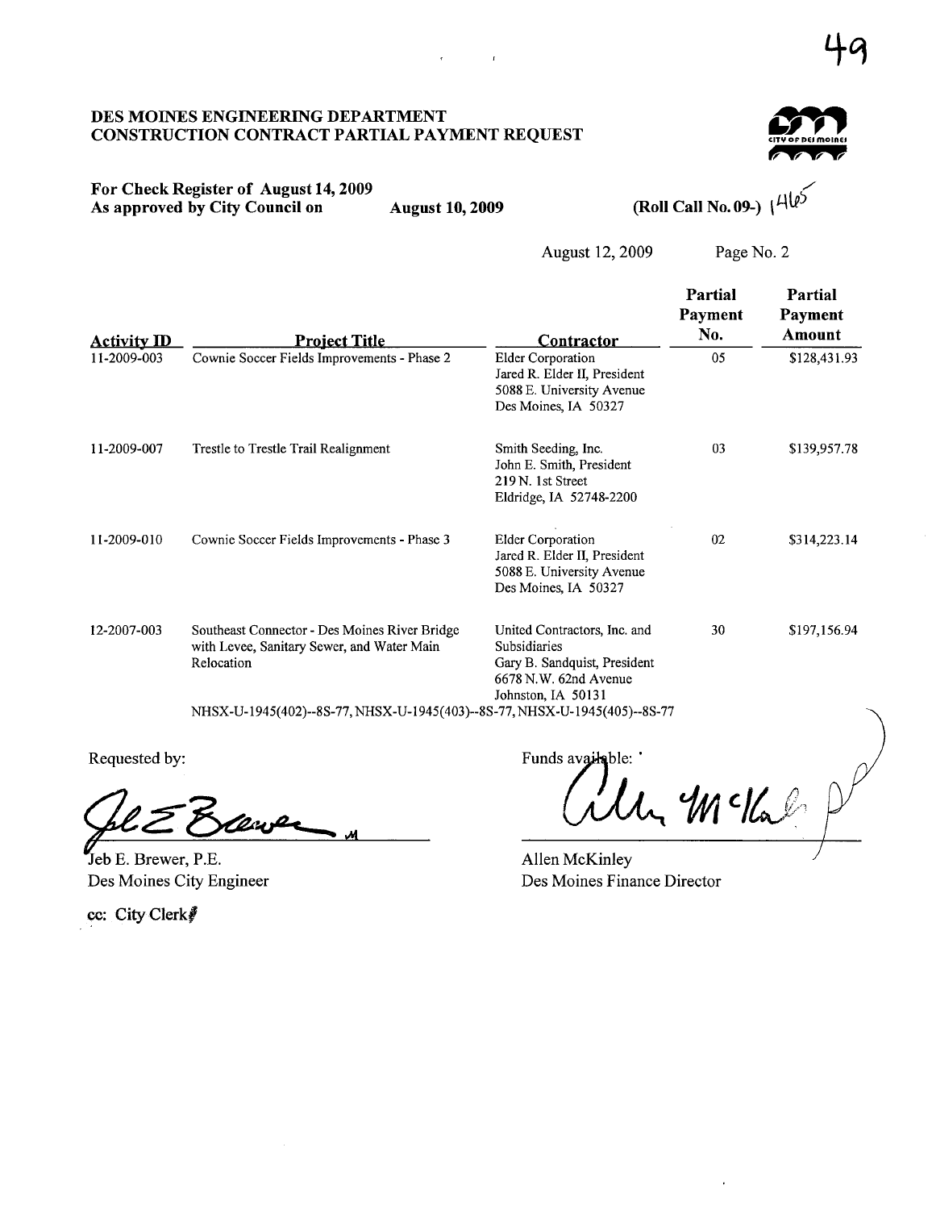49

**DES MOINES ENGINEERING DEPARTMENT**
**CONSTRUCTION CONTRACT PARTIAL PAYMENT REQUEST**

**For Check Register of August 14, 2009**
**As approved by City Council on August 10, 2009** **(Roll Call No. 09-)** 1465

August 12, 2009 Page No. 2

| Activity ID | Project Title | Contractor | Partial Payment No. | Partial Payment Amount |
|---|---|---|---|---|
| 11-2009-003 | Cownie Soccer Fields Improvements - Phase 2 | Elder Corporation<br>Jared R. Elder II, President<br>5088 E. University Avenue<br>Des Moines, IA 50327 | 05 | $128,431.93 |
| 11-2009-007 | Trestle to Trestle Trail Realignment | Smith Seeding, Inc.<br>John E. Smith, President<br>219 N. 1st Street<br>Eldridge, IA 52748-2200 | 03 | $139,957.78 |
| 11-2009-010 | Cownie Soccer Fields Improvements - Phase 3 | Elder Corporation<br>Jared R. Elder II, President<br>5088 E. University Avenue<br>Des Moines, IA 50327 | 02 | $314,223.14 |
| 12-2007-003 | Southeast Connector - Des Moines River Bridge with Levee, Sanitary Sewer, and Water Main Relocation | United Contractors, Inc. and Subsidiaries<br>Gary B. Sandquist, President<br>6678 N.W. 62nd Avenue<br>Johnston, IA 50131 | 30 | $197,156.94 |

NHSX-U-1945(402)--8S-77, NHSX-U-1945(403)--8S-77, NHSX-U-1945(405)--8S-77

Requested by:

Jeb E. Brewer, P.E.
Des Moines City Engineer

Funds available:

Allen McKinley
Des Moines Finance Director

cc: City Clerk